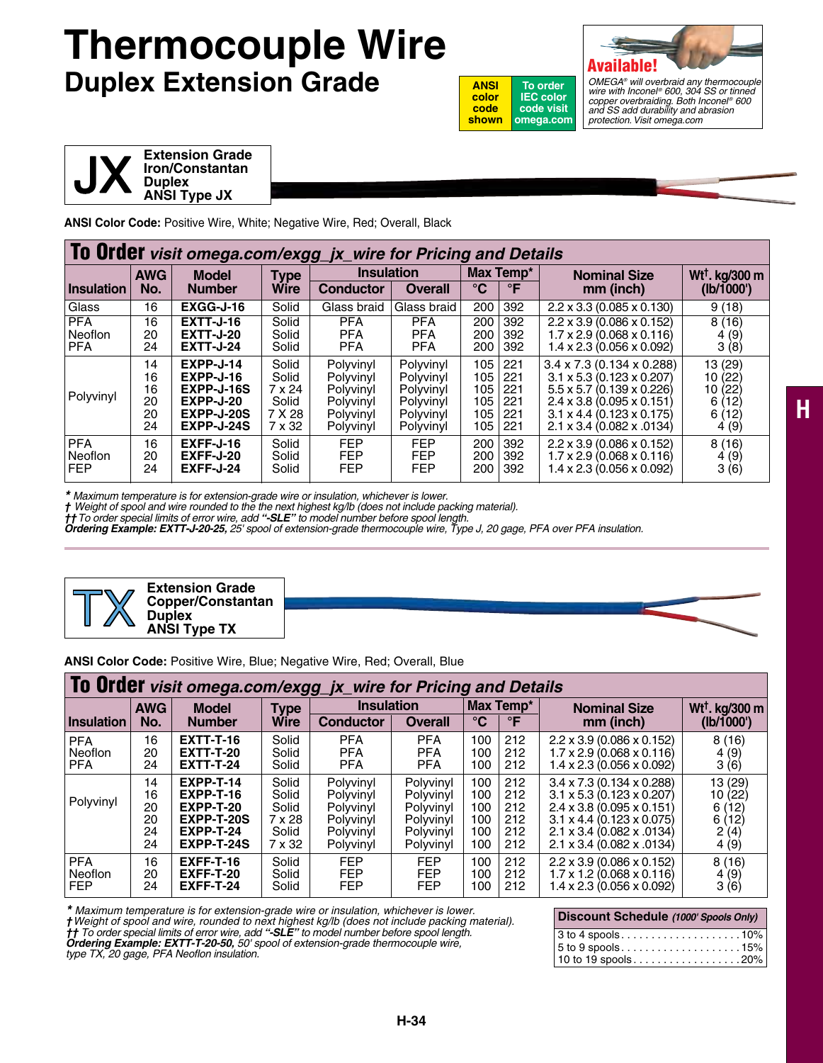# Thermocouple Wire

## Duplex Extension Grade

ANSI color code shown

To order IEC color code visit omega.com

**Available!**

*OMEGA® will overbraid any thermocouple wire with Inconel® 600, 304 SS or tinned copper overbraiding. Both Inconel® 600 and SS add durability and abrasion protection. Visit omega.com*

H

## JX

**Extension Grade Iron/Constantan Duplex ANSI Type JX**

**ANSI Color Code:** Positive Wire, White; Negative Wire, Red; Overall, Black

**To Order** *visit omega.com/exgg_jx_wire for Pricing and Details*

| Insulation | AWG No. | Model Number | Type Wire | Insulation | | Max Temp* | | Nominal Size mm (inch) | Wt†. kg/300 m (lb/1000') |
|---|---|---|---|---|---|---|---|---|---|
| | | | | Conductor | Overall | °C | °F | | |
| Glass | 16 | **EXGG-J-16** | Solid | Glass braid | Glass braid | 200 | 392 | 2.2 x 3.3 (0.085 x 0.130) | 9 (18) |
| PFA Neoflon PFA | 16 | **EXTT-J-16** | Solid | PFA | PFA | 200 | 392 | 2.2 x 3.9 (0.086 x 0.152) | 8 (16) |
| | 20 | **EXTT-J-20** | Solid | PFA | PFA | 200 | 392 | 1.7 x 2.9 (0.068 x 0.116) | 4 (9) |
| | 24 | **EXTT-J-24** | Solid | PFA | PFA | 200 | 392 | 1.4 x 2.3 (0.056 x 0.092) | 3 (8) |
| Polyvinyl | 14 | **EXPP-J-14** | Solid | Polyvinyl | Polyvinyl | 105 | 221 | 3.4 x 7.3 (0.134 x 0.288) | 13 (29) |
| | 16 | **EXPP-J-16** | Solid | Polyvinyl | Polyvinyl | 105 | 221 | 3.1 x 5.3 (0.123 x 0.207) | 10 (22) |
| | 16 | **EXPP-J-16S** | 7 x 24 | Polyvinyl | Polyvinyl | 105 | 221 | 5.5 x 5.7 (0.139 x 0.226) | 10 (22) |
| | 20 | **EXPP-J-20** | Solid | Polyvinyl | Polyvinyl | 105 | 221 | 2.4 x 3.8 (0.095 x 0.151) | 6 (12) |
| | 20 | **EXPP-J-20S** | 7 X 28 | Polyvinyl | Polyvinyl | 105 | 221 | 3.1 x 4.4 (0.123 x 0.175) | 6 (12) |
| | 24 | **EXPP-J-24S** | 7 x 32 | Polyvinyl | Polyvinyl | 105 | 221 | 2.1 x 3.4 (0.082 x .0134) | 4 (9) |
| PFA Neoflon FEP | 16 | **EXFF-J-16** | Solid | FEP | FEP | 200 | 392 | 2.2 x 3.9 (0.086 x 0.152) | 8 (16) |
| | 20 | **EXFF-J-20** | Solid | FEP | FEP | 200 | 392 | 1.7 x 2.9 (0.068 x 0.116) | 4 (9) |
| | 24 | **EXFF-J-24** | Solid | FEP | FEP | 200 | 392 | 1.4 x 2.3 (0.056 x 0.092) | 3 (6) |

*\* Maximum temperature is for extension-grade wire or insulation, whichever is lower.*
*† Weight of spool and wire rounded to the the next highest kg/lb (does not include packing material).*
*†† To order special limits of error wire, add **"-SLE"** to model number before spool length.*
***Ordering Example: EXTT-J-20-25,** 25' spool of extension-grade thermocouple wire, Type J, 20 gage, PFA over PFA insulation.*

## TX

**Extension Grade Copper/Constantan Duplex ANSI Type TX**

**ANSI Color Code:** Positive Wire, Blue; Negative Wire, Red; Overall, Blue

**To Order** *visit omega.com/exgg_jx_wire for Pricing and Details*

| Insulation | AWG No. | Model Number | Type Wire | Insulation | | Max Temp* | | Nominal Size mm (inch) | Wt†. kg/300 m (lb/1000') |
|---|---|---|---|---|---|---|---|---|---|
| | | | | Conductor | Overall | °C | °F | | |
| PFA Neoflon PFA | 16 | **EXTT-T-16** | Solid | PFA | PFA | 100 | 212 | 2.2 x 3.9 (0.086 x 0.152) | 8 (16) |
| | 20 | **EXTT-T-20** | Solid | PFA | PFA | 100 | 212 | 1.7 x 2.9 (0.068 x 0.116) | 4 (9) |
| | 24 | **EXTT-T-24** | Solid | PFA | PFA | 100 | 212 | 1.4 x 2.3 (0.056 x 0.092) | 3 (6) |
| Polyvinyl | 14 | **EXPP-T-14** | Solid | Polyvinyl | Polyvinyl | 100 | 212 | 3.4 x 7.3 (0.134 x 0.288) | 13 (29) |
| | 16 | **EXPP-T-16** | Solid | Polyvinyl | Polyvinyl | 100 | 212 | 3.1 x 5.3 (0.123 x 0.207) | 10 (22) |
| | 20 | **EXPP-T-20** | Solid | Polyvinyl | Polyvinyl | 100 | 212 | 2.4 x 3.8 (0.095 x 0.151) | 6 (12) |
| | 20 | **EXPP-T-20S** | 7 x 28 | Polyvinyl | Polyvinyl | 100 | 212 | 3.1 x 4.4 (0.123 x 0.075) | 6 (12) |
| | 24 | **EXPP-T-24** | Solid | Polyvinyl | Polyvinyl | 100 | 212 | 2.1 x 3.4 (0.082 x .0134) | 2 (4) |
| | 24 | **EXPP-T-24S** | 7 x 32 | Polyvinyl | Polyvinyl | 100 | 212 | 2.1 x 3.4 (0.082 x .0134) | 4 (9) |
| PFA Neoflon FEP | 16 | **EXFF-T-16** | Solid | FEP | FEP | 100 | 212 | 2.2 x 3.9 (0.086 x 0.152) | 8 (16) |
| | 20 | **EXFF-T-20** | Solid | FEP | FEP | 100 | 212 | 1.7 x 1.2 (0.068 x 0.116) | 4 (9) |
| | 24 | **EXFF-T-24** | Solid | FEP | FEP | 100 | 212 | 1.4 x 2.3 (0.056 x 0.092) | 3 (6) |

*\* Maximum temperature is for extension-grade wire or insulation, whichever is lower.*
*† Weight of spool and wire, rounded to next highest kg/lb (does not include packing material).*
*†† To order special limits of error wire, add **"-SLE"** to model number before spool length.*
***Ordering Example: EXTT-T-20-50,** 50' spool of extension-grade thermocouple wire, type TX, 20 gage, PFA Neoflon insulation.*

| Discount Schedule *(1000' Spools Only)* | |
|---|---|
| 3 to 4 spools | 10% |
| 5 to 9 spools | 15% |
| 10 to 19 spools | 20% |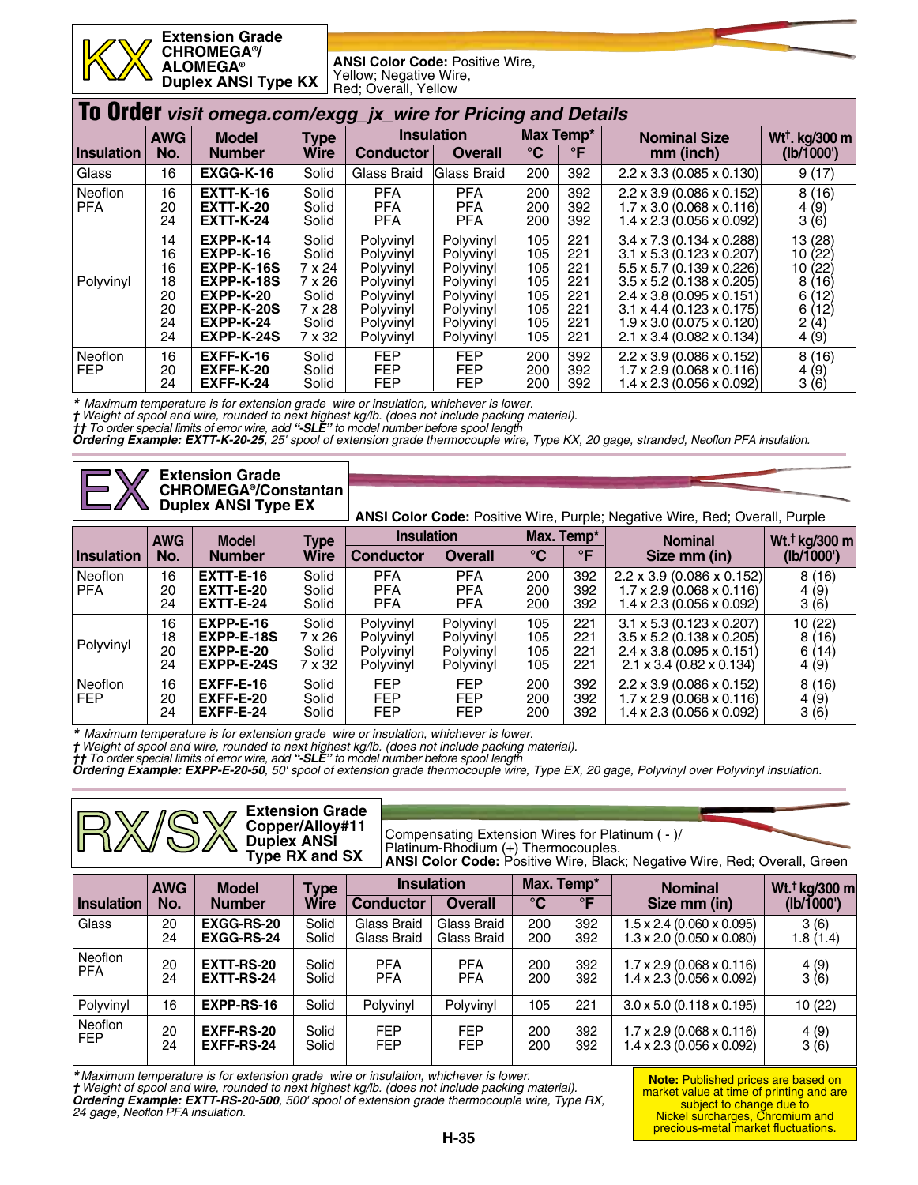## KX Extension Grade CHROMEGA®/ ALOMEGA® Duplex ANSI Type KX

**ANSI Color Code:** Positive Wire, Yellow; Negative Wire, Red; Overall, Yellow

# To Order *visit omega.com/exgg_jx_wire for Pricing and Details*

| Insulation | AWG No. | Model Number | Type Wire | Insulation | | Max Temp* | | Nominal Size mm (inch) | Wt†. kg/300 m (lb/1000') |
|---|---|---|---|---|---|---|---|---|---|
| | | | | Conductor | Overall | °C | °F | | |
| Glass | 16 | **EXGG-K-16** | Solid | Glass Braid | Glass Braid | 200 | 392 | 2.2 x 3.3 (0.085 x 0.130) | 9 (17) |
| Neoflon PFA | 16 | **EXTT-K-16** | Solid | PFA | PFA | 200 | 392 | 2.2 x 3.9 (0.086 x 0.152) | 8 (16) |
| | 20 | **EXTT-K-20** | Solid | PFA | PFA | 200 | 392 | 1.7 x 3.0 (0.068 x 0.116) | 4 (9) |
| | 24 | **EXTT-K-24** | Solid | PFA | PFA | 200 | 392 | 1.4 x 2.3 (0.056 x 0.092) | 3 (6) |
| Polyvinyl | 14 | **EXPP-K-14** | Solid | Polyvinyl | Polyvinyl | 105 | 221 | 3.4 x 7.3 (0.134 x 0.288) | 13 (28) |
| | 16 | **EXPP-K-16** | Solid | Polyvinyl | Polyvinyl | 105 | 221 | 3.1 x 5.3 (0.123 x 0.207) | 10 (22) |
| | 16 | **EXPP-K-16S** | 7 x 24 | Polyvinyl | Polyvinyl | 105 | 221 | 5.5 x 5.7 (0.139 x 0.226) | 10 (22) |
| | 18 | **EXPP-K-18S** | 7 x 26 | Polyvinyl | Polyvinyl | 105 | 221 | 3.5 x 5.2 (0.138 x 0.205) | 8 (16) |
| | 20 | **EXPP-K-20** | Solid | Polyvinyl | Polyvinyl | 105 | 221 | 2.4 x 3.8 (0.095 x 0.151) | 6 (12) |
| | 20 | **EXPP-K-20S** | 7 x 28 | Polyvinyl | Polyvinyl | 105 | 221 | 3.1 x 4.4 (0.123 x 0.175) | 6 (12) |
| | 24 | **EXPP-K-24** | Solid | Polyvinyl | Polyvinyl | 105 | 221 | 1.9 x 3.0 (0.075 x 0.120) | 2 (4) |
| | 24 | **EXPP-K-24S** | 7 x 32 | Polyvinyl | Polyvinyl | 105 | 221 | 2.1 x 3.4 (0.082 x 0.134) | 4 (9) |
| Neoflon FEP | 16 | **EXFF-K-16** | Solid | FEP | FEP | 200 | 392 | 2.2 x 3.9 (0.086 x 0.152) | 8 (16) |
| | 20 | **EXFF-K-20** | Solid | FEP | FEP | 200 | 392 | 1.7 x 2.9 (0.068 x 0.116) | 4 (9) |
| | 24 | **EXFF-K-24** | Solid | FEP | FEP | 200 | 392 | 1.4 x 2.3 (0.056 x 0.092) | 3 (6) |

*\* Maximum temperature is for extension grade wire or insulation, whichever is lower.*
*† Weight of spool and wire, rounded to next highest kg/lb. (does not include packing material).*
*†† To order special limits of error wire, add **"-SLE"** to model number before spool length*
***Ordering Example: EXTT-K-20-25**, 25' spool of extension grade thermocouple wire, Type KX, 20 gage, stranded, Neoflon PFA insulation.*

## EX Extension Grade CHROMEGA®/Constantan Duplex ANSI Type EX

**ANSI Color Code:** Positive Wire, Purple; Negative Wire, Red; Overall, Purple

| Insulation | AWG No. | Model Number | Type Wire | Insulation | | Max. Temp* | | Nominal Size mm (in) | Wt.† kg/300 m (lb/1000') |
|---|---|---|---|---|---|---|---|---|---|
| | | | | Conductor | Overall | °C | °F | | |
| Neoflon PFA | 16 | **EXTT-E-16** | Solid | PFA | PFA | 200 | 392 | 2.2 x 3.9 (0.086 x 0.152) | 8 (16) |
| | 20 | **EXTT-E-20** | Solid | PFA | PFA | 200 | 392 | 1.7 x 2.9 (0.068 x 0.116) | 4 (9) |
| | 24 | **EXTT-E-24** | Solid | PFA | PFA | 200 | 392 | 1.4 x 2.3 (0.056 x 0.092) | 3 (6) |
| Polyvinyl | 16 | **EXPP-E-16** | Solid | Polyvinyl | Polyvinyl | 105 | 221 | 3.1 x 5.3 (0.123 x 0.207) | 10 (22) |
| | 18 | **EXPP-E-18S** | 7 x 26 | Polyvinyl | Polyvinyl | 105 | 221 | 3.5 x 5.2 (0.138 x 0.205) | 8 (16) |
| | 20 | **EXPP-E-20** | Solid | Polyvinyl | Polyvinyl | 105 | 221 | 2.4 x 3.8 (0.095 x 0.151) | 6 (14) |
| | 24 | **EXPP-E-24S** | 7 x 32 | Polyvinyl | Polyvinyl | 105 | 221 | 2.1 x 3.4 (0.82 x 0.134) | 4 (9) |
| Neoflon FEP | 16 | **EXFF-E-16** | Solid | FEP | FEP | 200 | 392 | 2.2 x 3.9 (0.086 x 0.152) | 8 (16) |
| | 20 | **EXFF-E-20** | Solid | FEP | FEP | 200 | 392 | 1.7 x 2.9 (0.068 x 0.116) | 4 (9) |
| | 24 | **EXFF-E-24** | Solid | FEP | FEP | 200 | 392 | 1.4 x 2.3 (0.056 x 0.092) | 3 (6) |

*\* Maximum temperature is for extension grade wire or insulation, whichever is lower.*
*† Weight of spool and wire, rounded to next highest kg/lb. (does not include packing material).*
*†† To order special limits of error wire, add **"-SLE"** to model number before spool length*
***Ordering Example: EXPP-E-20-50**, 50' spool of extension grade thermocouple wire, Type EX, 20 gage, Polyvinyl over Polyvinyl insulation.*

## RX/SX Extension Grade Copper/Alloy#11 Duplex ANSI Type RX and SX

Compensating Extension Wires for Platinum ( - )/ Platinum-Rhodium (+) Thermocouples.
**ANSI Color Code:** Positive Wire, Black; Negative Wire, Red; Overall, Green

| Insulation | AWG No. | Model Number | Type Wire | Insulation | | Max. Temp* | | Nominal Size mm (in) | Wt.† kg/300 m (lb/1000') |
|---|---|---|---|---|---|---|---|---|---|
| | | | | Conductor | Overall | °C | °F | | |
| Glass | 20 | **EXGG-RS-20** | Solid | Glass Braid | Glass Braid | 200 | 392 | 1.5 x 2.4 (0.060 x 0.095) | 3 (6) |
| | 24 | **EXGG-RS-24** | Solid | Glass Braid | Glass Braid | 200 | 392 | 1.3 x 2.0 (0.050 x 0.080) | 1.8 (1.4) |
| Neoflon PFA | 20 | **EXTT-RS-20** | Solid | PFA | PFA | 200 | 392 | 1.7 x 2.9 (0.068 x 0.116) | 4 (9) |
| | 24 | **EXTT-RS-24** | Solid | PFA | PFA | 200 | 392 | 1.4 x 2.3 (0.056 x 0.092) | 3 (6) |
| Polyvinyl | 16 | **EXPP-RS-16** | Solid | Polyvinyl | Polyvinyl | 105 | 221 | 3.0 x 5.0 (0.118 x 0.195) | 10 (22) |
| Neoflon FEP | 20 | **EXFF-RS-20** | Solid | FEP | FEP | 200 | 392 | 1.7 x 2.9 (0.068 x 0.116) | 4 (9) |
| | 24 | **EXFF-RS-24** | Solid | FEP | FEP | 200 | 392 | 1.4 x 2.3 (0.056 x 0.092) | 3 (6) |

*\* Maximum temperature is for extension grade wire or insulation, whichever is lower.*
*† Weight of spool and wire, rounded to next highest kg/lb. (does not include packing material).*
***Ordering Example: EXTT-RS-20-500**, 500' spool of extension grade thermocouple wire, Type RX, 24 gage, Neoflon PFA insulation.*

**Note:** Published prices are based on market value at time of printing and are subject to change due to Nickel surcharges, Chromium and precious-metal market fluctuations.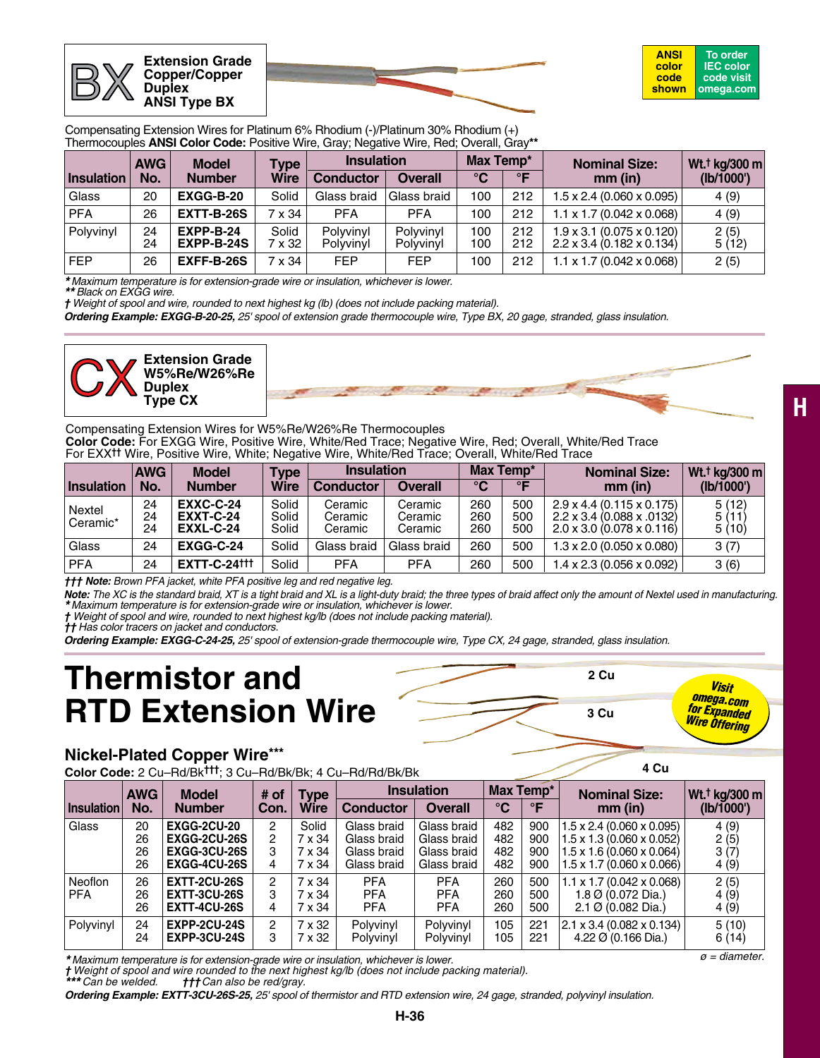# BX Extension Grade Copper/Copper Duplex ANSI Type BX

ANSI color code shown | To order IEC color code visit omega.com

Compensating Extension Wires for Platinum 6% Rhodium (-)/Platinum 30% Rhodium (+) Thermocouples **ANSI Color Code:** Positive Wire, Gray; Negative Wire, Red; Overall, Gray**

| Insulation | AWG No. | Model Number | Type Wire | Insulation | | Max Temp* | | Nominal Size: mm (in) | Wt.† kg/300 m (lb/1000') |
|---|---|---|---|---|---|---|---|---|---|
| | | | | Conductor | Overall | °C | °F | | |
| Glass | 20 | **EXGG-B-20** | Solid | Glass braid | Glass braid | 100 | 212 | 1.5 x 2.4 (0.060 x 0.095) | 4 (9) |
| PFA | 26 | **EXTT-B-26S** | 7 x 34 | PFA | PFA | 100 | 212 | 1.1 x 1.7 (0.042 x 0.068) | 4 (9) |
| Polyvinyl | 24<br>24 | **EXPP-B-24**<br>**EXPP-B-24S** | Solid<br>7 x 32 | Polyvinyl<br>Polyvinyl | Polyvinyl<br>Polyvinyl | 100<br>100 | 212<br>212 | 1.9 x 3.1 (0.075 x 0.120)<br>2.2 x 3.4 (0.182 x 0.134) | 2 (5)<br>5 (12) |
| FEP | 26 | **EXFF-B-26S** | 7 x 34 | FEP | FEP | 100 | 212 | 1.1 x 1.7 (0.042 x 0.068) | 2 (5) |

*\* Maximum temperature is for extension-grade wire or insulation, whichever is lower.*
*\*\* Black on EXGG wire.*
*† Weight of spool and wire, rounded to next highest kg (lb) (does not include packing material).*
***Ordering Example: EXGG-B-20-25,** 25' spool of extension grade thermocouple wire, Type BX, 20 gage, stranded, glass insulation.*

# CX Extension Grade W5%Re/W26%Re Duplex Type CX

Compensating Extension Wires for W5%Re/W26%Re Thermocouples
**Color Code:** For EXGG Wire, Positive Wire, White/Red Trace; Negative Wire, Red; Overall, White/Red Trace
For EXX†† Wire, Positive Wire, White; Negative Wire, White/Red Trace; Overall, White/Red Trace

| Insulation | AWG No. | Model Number | Type Wire | Insulation | | Max Temp* | | Nominal Size: mm (in) | Wt.† kg/300 m (lb/1000') |
|---|---|---|---|---|---|---|---|---|---|
| | | | | Conductor | Overall | °C | °F | | |
| Nextel Ceramic* | 24<br>24<br>24 | **EXXC-C-24**<br>**EXXT-C-24**<br>**EXXL-C-24** | Solid<br>Solid<br>Solid | Ceramic<br>Ceramic<br>Ceramic | Ceramic<br>Ceramic<br>Ceramic | 260<br>260<br>260 | 500<br>500<br>500 | 2.9 x 4.4 (0.115 x 0.175)<br>2.2 x 3.4 (0.088 x .0132)<br>2.0 x 3.0 (0.078 x 0.116) | 5 (12)<br>5 (11)<br>5 (10) |
| Glass | 24 | **EXGG-C-24** | Solid | Glass braid | Glass braid | 260 | 500 | 1.3 x 2.0 (0.050 x 0.080) | 3 (7) |
| PFA | 24 | **EXTT-C-24†††** | Solid | PFA | PFA | 260 | 500 | 1.4 x 2.3 (0.056 x 0.092) | 3 (6) |

***††† Note:** Brown PFA jacket, white PFA positive leg and red negative leg.*
***Note:** The XC is the standard braid, XT is a tight braid and XL is a light-duty braid; the three types of braid affect only the amount of Nextel used in manufacturing.*
*\* Maximum temperature is for extension-grade wire or insulation, whichever is lower.*
*† Weight of spool and wire, rounded to next highest kg/lb (does not include packing material).*
*†† Has color tracers on jacket and conductors.*
***Ordering Example: EXGG-C-24-25,** 25' spool of extension-grade thermocouple wire, Type CX, 24 gage, stranded, glass insulation.*

# Thermistor and RTD Extension Wire

2 Cu
3 Cu
4 Cu

Visit omega.com for Expanded Wire Offering

## Nickel-Plated Copper Wire***

**Color Code:** 2 Cu–Rd/Bk†††; 3 Cu–Rd/Bk/Bk; 4 Cu–Rd/Rd/Bk/Bk

| Insulation | AWG No. | Model Number | # of Con. | Type Wire | Insulation | | Max Temp* | | Nominal Size: mm (in) | Wt.† kg/300 m (lb/1000') |
|---|---|---|---|---|---|---|---|---|---|---|
| | | | | | Conductor | Overall | °C | °F | | |
| Glass | 20<br>26<br>26<br>26 | **EXGG-2CU-20**<br>**EXGG-2CU-26S**<br>**EXGG-3CU-26S**<br>**EXGG-4CU-26S** | 2<br>2<br>3<br>4 | Solid<br>7 x 34<br>7 x 34<br>7 x 34 | Glass braid<br>Glass braid<br>Glass braid<br>Glass braid | Glass braid<br>Glass braid<br>Glass braid<br>Glass braid | 482<br>482<br>482<br>482 | 900<br>900<br>900<br>900 | 1.5 x 2.4 (0.060 x 0.095)<br>1.5 x 1.3 (0.060 x 0.052)<br>1.5 x 1.6 (0.060 x 0.064)<br>1.5 x 1.7 (0.060 x 0.066) | 4 (9)<br>2 (5)<br>3 (7)<br>4 (9) |
| Neoflon PFA | 26<br>26<br>26 | **EXTT-2CU-26S**<br>**EXTT-3CU-26S**<br>**EXTT-4CU-26S** | 2<br>3<br>4 | 7 x 34<br>7 x 34<br>7 x 34 | PFA<br>PFA<br>PFA | PFA<br>PFA<br>PFA | 260<br>260<br>260 | 500<br>500<br>500 | 1.1 x 1.7 (0.042 x 0.068)<br>1.8 Ø (0.072 Dia.)<br>2.1 Ø (0.082 Dia.) | 2 (5)<br>4 (9)<br>4 (9) |
| Polyvinyl | 24<br>24 | **EXPP-2CU-24S**<br>**EXPP-3CU-24S** | 2<br>3 | 7 x 32<br>7 x 32 | Polyvinyl<br>Polyvinyl | Polyvinyl<br>Polyvinyl | 105<br>105 | 221<br>221 | 2.1 x 3.4 (0.082 x 0.134)<br>4.22 Ø (0.166 Dia.) | 5 (10)<br>6 (14) |

*\* Maximum temperature is for extension-grade wire or insulation, whichever is lower.*
*ø = diameter.*
*† Weight of spool and wire rounded to the next highest kg/lb (does not include packing material).*
*\*\*\* Can be welded. ††† Can also be red/gray.*
***Ordering Example: EXTT-3CU-26S-25,** 25' spool of thermistor and RTD extension wire, 24 gage, stranded, polyvinyl insulation.*